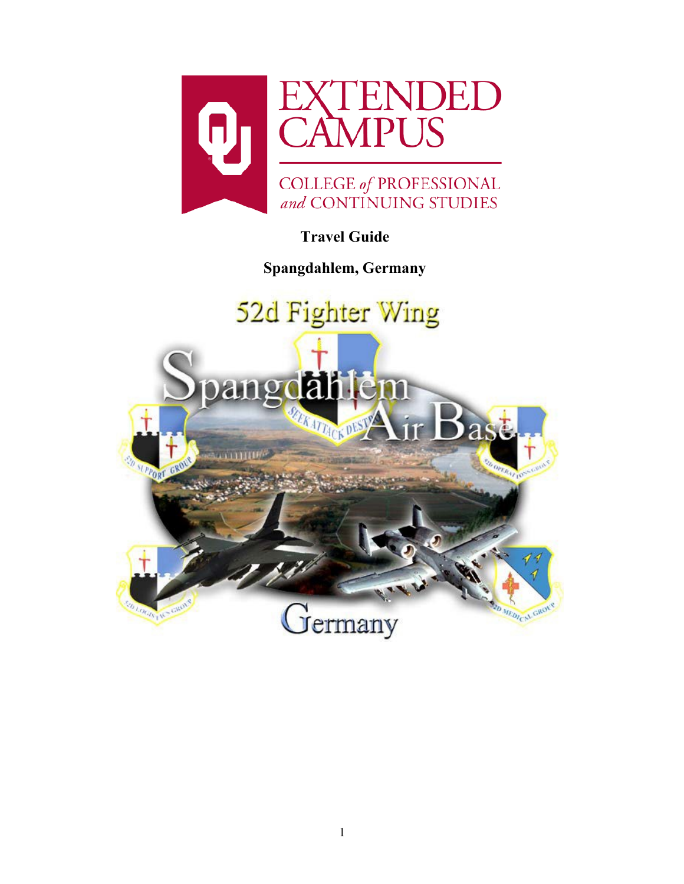EXTENDED CAMPUS

COLLEGE *of* PROFESSIONAL *and* CONTINUING STUDIES

**Travel Guide**

**Spangdahlem, Germany**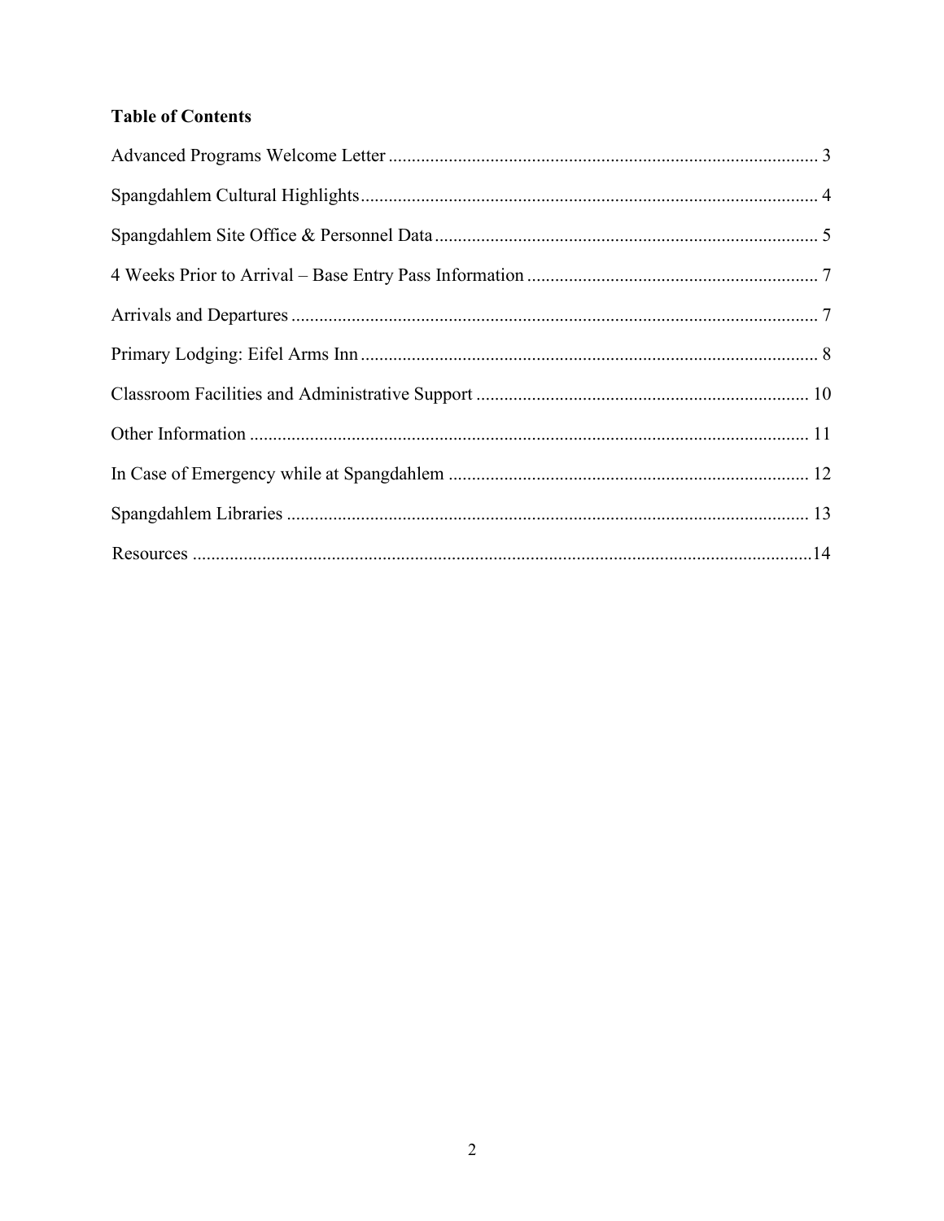**Table of Contents**

Advanced Programs Welcome Letter ............................................................................................ 3

Spangdahlem Cultural Highlights.................................................................................................. 4

Spangdahlem Site Office & Personnel Data .................................................................................. 5

4 Weeks Prior to Arrival – Base Entry Pass Information .............................................................. 7

Arrivals and Departures ................................................................................................................. 7

Primary Lodging: Eifel Arms Inn .................................................................................................. 8

Classroom Facilities and Administrative Support ....................................................................... 10

Other Information ........................................................................................................................ 11

In Case of Emergency while at Spangdahlem ............................................................................. 12

Spangdahlem Libraries ................................................................................................................ 13

Resources ......................................................................................................................................14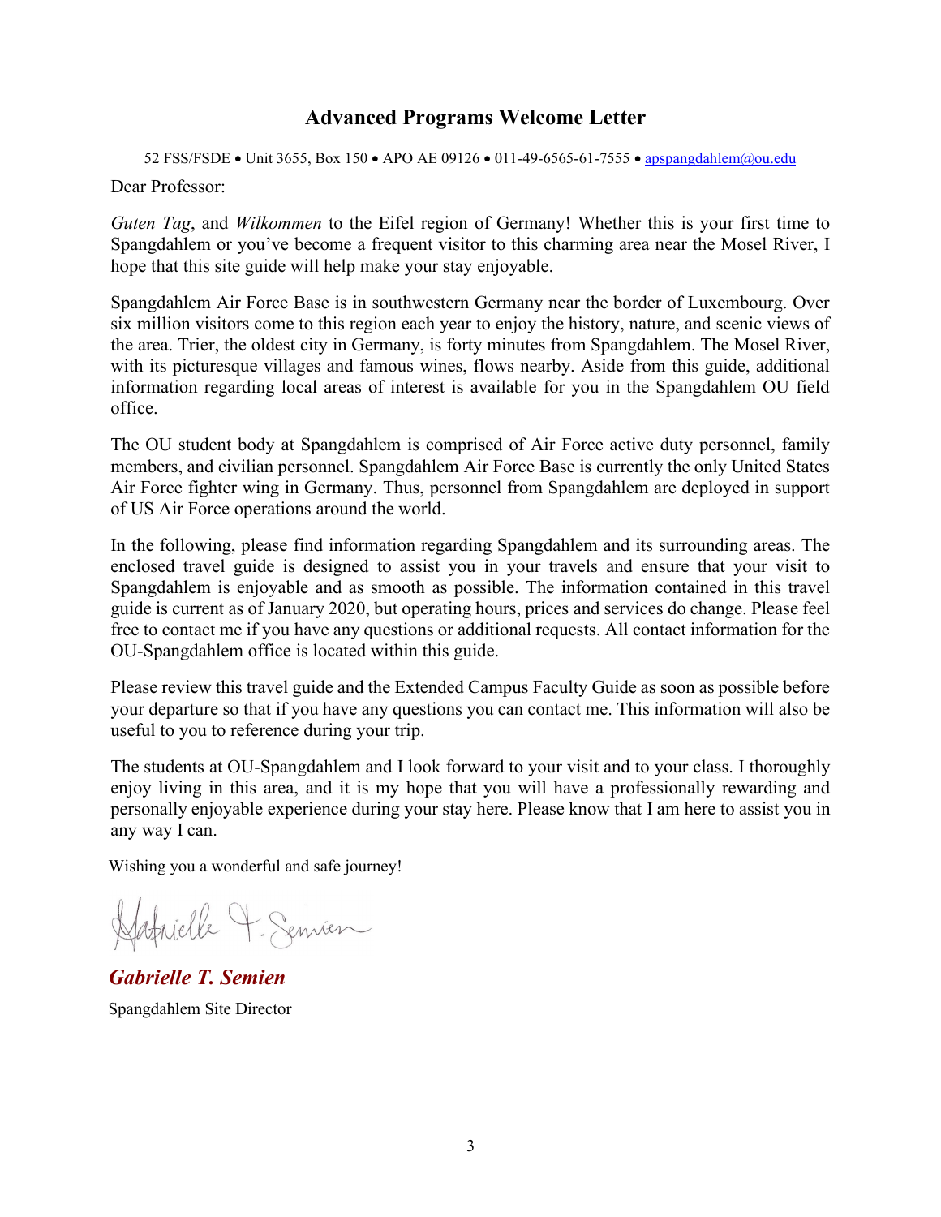# Advanced Programs Welcome Letter

52 FSS/FSDE • Unit 3655, Box 150 • APO AE 09126 • 011-49-6565-61-7555 • apspangdahlem@ou.edu

Dear Professor:

*Guten Tag*, and *Wilkommen* to the Eifel region of Germany! Whether this is your first time to Spangdahlem or you've become a frequent visitor to this charming area near the Mosel River, I hope that this site guide will help make your stay enjoyable.

Spangdahlem Air Force Base is in southwestern Germany near the border of Luxembourg. Over six million visitors come to this region each year to enjoy the history, nature, and scenic views of the area. Trier, the oldest city in Germany, is forty minutes from Spangdahlem. The Mosel River, with its picturesque villages and famous wines, flows nearby. Aside from this guide, additional information regarding local areas of interest is available for you in the Spangdahlem OU field office.

The OU student body at Spangdahlem is comprised of Air Force active duty personnel, family members, and civilian personnel. Spangdahlem Air Force Base is currently the only United States Air Force fighter wing in Germany. Thus, personnel from Spangdahlem are deployed in support of US Air Force operations around the world.

In the following, please find information regarding Spangdahlem and its surrounding areas. The enclosed travel guide is designed to assist you in your travels and ensure that your visit to Spangdahlem is enjoyable and as smooth as possible. The information contained in this travel guide is current as of January 2020, but operating hours, prices and services do change. Please feel free to contact me if you have any questions or additional requests. All contact information for the OU-Spangdahlem office is located within this guide.

Please review this travel guide and the Extended Campus Faculty Guide as soon as possible before your departure so that if you have any questions you can contact me. This information will also be useful to you to reference during your trip.

The students at OU-Spangdahlem and I look forward to your visit and to your class. I thoroughly enjoy living in this area, and it is my hope that you will have a professionally rewarding and personally enjoyable experience during your stay here. Please know that I am here to assist you in any way I can.

Wishing you a wonderful and safe journey!

***Gabrielle T. Semien***

Spangdahlem Site Director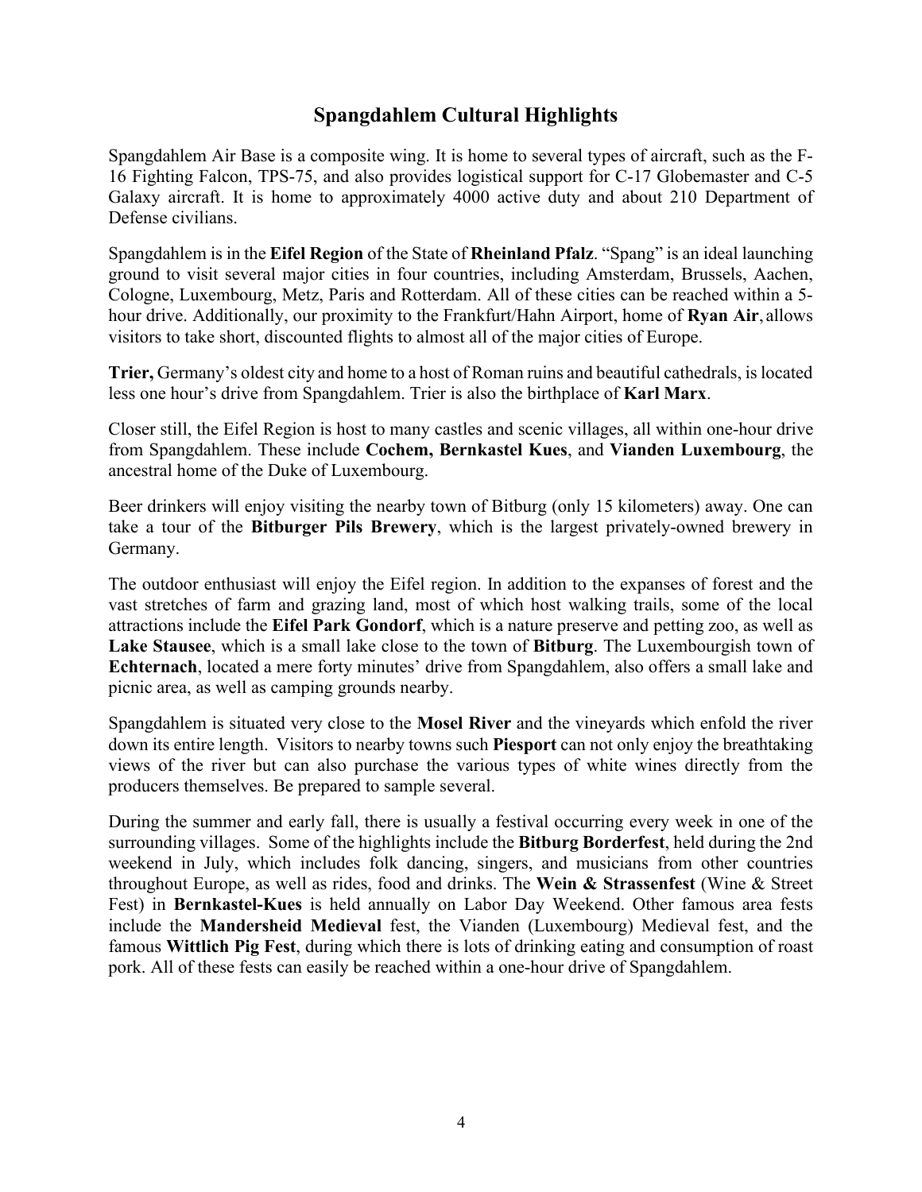## Spangdahlem Cultural Highlights

Spangdahlem Air Base is a composite wing. It is home to several types of aircraft, such as the F-16 Fighting Falcon, TPS-75, and also provides logistical support for C-17 Globemaster and C-5 Galaxy aircraft. It is home to approximately 4000 active duty and about 210 Department of Defense civilians.

Spangdahlem is in the **Eifel Region** of the State of **Rheinland Pfalz**. "Spang" is an ideal launching ground to visit several major cities in four countries, including Amsterdam, Brussels, Aachen, Cologne, Luxembourg, Metz, Paris and Rotterdam. All of these cities can be reached within a 5-hour drive. Additionally, our proximity to the Frankfurt/Hahn Airport, home of **Ryan Air**, allows visitors to take short, discounted flights to almost all of the major cities of Europe.

**Trier,** Germany's oldest city and home to a host of Roman ruins and beautiful cathedrals, is located less one hour's drive from Spangdahlem. Trier is also the birthplace of **Karl Marx**.

Closer still, the Eifel Region is host to many castles and scenic villages, all within one-hour drive from Spangdahlem. These include **Cochem, Bernkastel Kues**, and **Vianden Luxembourg**, the ancestral home of the Duke of Luxembourg.

Beer drinkers will enjoy visiting the nearby town of Bitburg (only 15 kilometers) away. One can take a tour of the **Bitburger Pils Brewery**, which is the largest privately-owned brewery in Germany.

The outdoor enthusiast will enjoy the Eifel region. In addition to the expanses of forest and the vast stretches of farm and grazing land, most of which host walking trails, some of the local attractions include the **Eifel Park Gondorf**, which is a nature preserve and petting zoo, as well as **Lake Stausee**, which is a small lake close to the town of **Bitburg**. The Luxembourgish town of **Echternach**, located a mere forty minutes' drive from Spangdahlem, also offers a small lake and picnic area, as well as camping grounds nearby.

Spangdahlem is situated very close to the **Mosel River** and the vineyards which enfold the river down its entire length. Visitors to nearby towns such **Piesport** can not only enjoy the breathtaking views of the river but can also purchase the various types of white wines directly from the producers themselves. Be prepared to sample several.

During the summer and early fall, there is usually a festival occurring every week in one of the surrounding villages. Some of the highlights include the **Bitburg Borderfest**, held during the 2nd weekend in July, which includes folk dancing, singers, and musicians from other countries throughout Europe, as well as rides, food and drinks. The **Wein & Strassenfest** (Wine & Street Fest) in **Bernkastel-Kues** is held annually on Labor Day Weekend. Other famous area fests include the **Mandersheid Medieval** fest, the Vianden (Luxembourg) Medieval fest, and the famous **Wittlich Pig Fest**, during which there is lots of drinking eating and consumption of roast pork. All of these fests can easily be reached within a one-hour drive of Spangdahlem.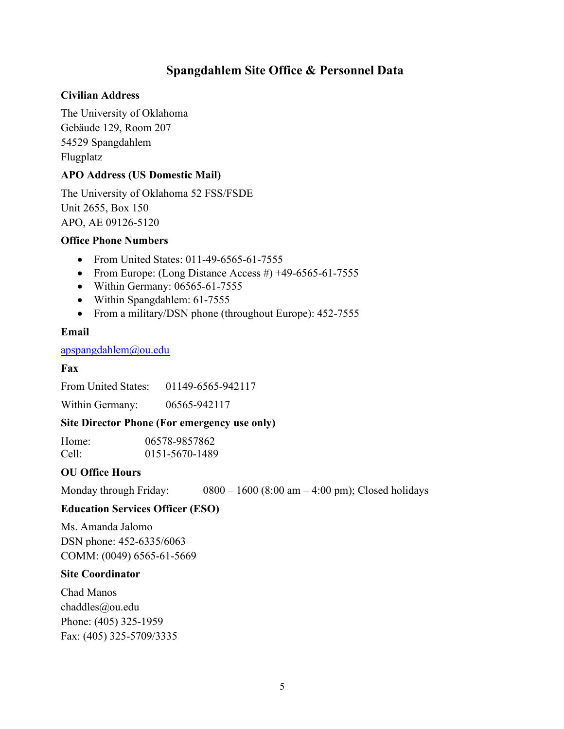# Spangdahlem Site Office & Personnel Data

### Civilian Address

The University of Oklahoma
Gebäude 129, Room 207
54529 Spangdahlem
Flugplatz

### APO Address (US Domestic Mail)

The University of Oklahoma 52 FSS/FSDE
Unit 2655, Box 150
APO, AE 09126-5120

### Office Phone Numbers

- From United States: 011-49-6565-61-7555
- From Europe: (Long Distance Access #) +49-6565-61-7555
- Within Germany: 06565-61-7555
- Within Spangdahlem: 61-7555
- From a military/DSN phone (throughout Europe): 452-7555

### Email

apspangdahlem@ou.edu

### Fax

From United States: 01149-6565-942117

Within Germany: 06565-942117

### Site Director Phone (For emergency use only)

Home: 06578-9857862
Cell: 0151-5670-1489

### OU Office Hours

Monday through Friday: 0800 – 1600 (8:00 am – 4:00 pm); Closed holidays

### Education Services Officer (ESO)

Ms. Amanda Jalomo
DSN phone: 452-6335/6063
COMM: (0049) 6565-61-5669

### Site Coordinator

Chad Manos
chaddles@ou.edu
Phone: (405) 325-1959
Fax: (405) 325-5709/3335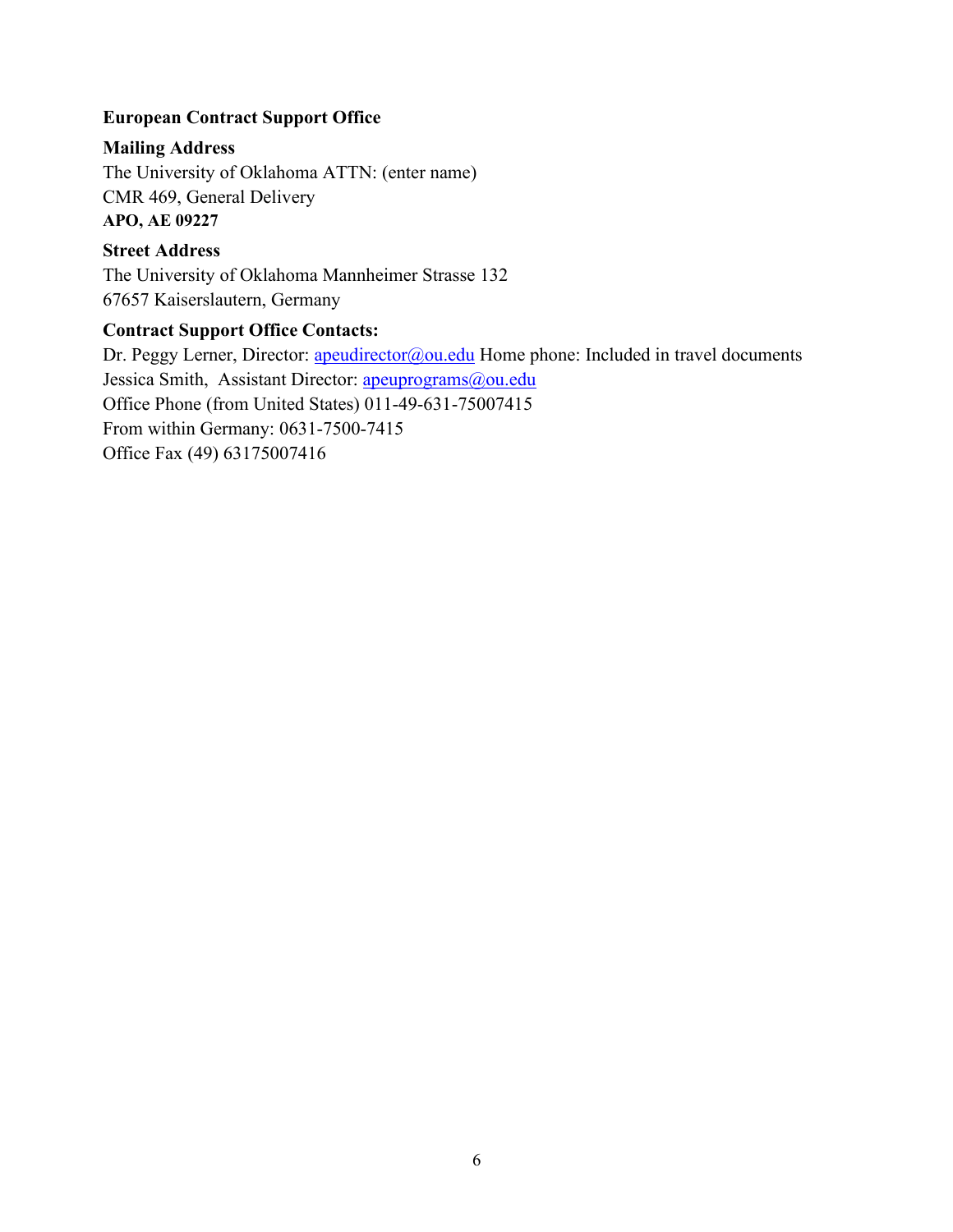**European Contract Support Office**

**Mailing Address**

The University of Oklahoma ATTN: (enter name)
CMR 469, General Delivery
**APO, AE 09227**

**Street Address**

The University of Oklahoma Mannheimer Strasse 132
67657 Kaiserslautern, Germany

**Contract Support Office Contacts:**

Dr. Peggy Lerner, Director: apeudirector@ou.edu Home phone: Included in travel documents
Jessica Smith, Assistant Director: apeuprograms@ou.edu
Office Phone (from United States) 011-49-631-75007415
From within Germany: 0631-7500-7415
Office Fax (49) 63175007416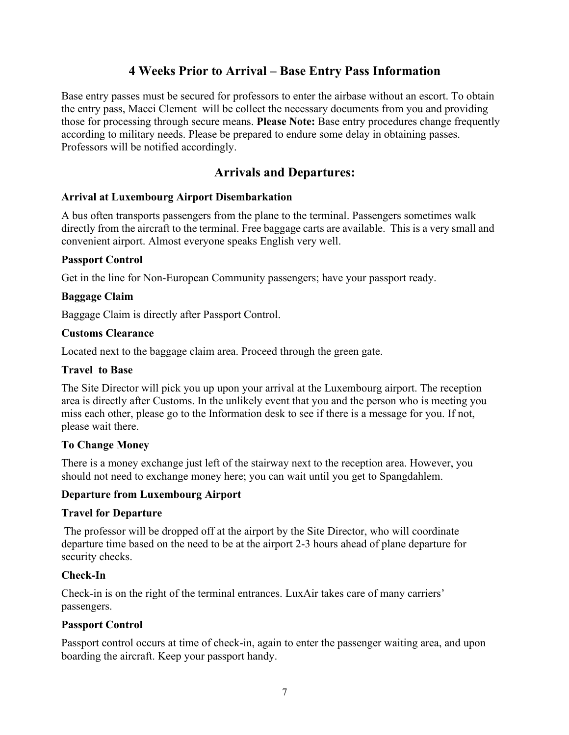## 4 Weeks Prior to Arrival – Base Entry Pass Information

Base entry passes must be secured for professors to enter the airbase without an escort. To obtain the entry pass, Macci Clement will be collect the necessary documents from you and providing those for processing through secure means. **Please Note:** Base entry procedures change frequently according to military needs. Please be prepared to endure some delay in obtaining passes. Professors will be notified accordingly.

## Arrivals and Departures:

### Arrival at Luxembourg Airport Disembarkation

A bus often transports passengers from the plane to the terminal. Passengers sometimes walk directly from the aircraft to the terminal. Free baggage carts are available. This is a very small and convenient airport. Almost everyone speaks English very well.

### Passport Control

Get in the line for Non-European Community passengers; have your passport ready.

### Baggage Claim

Baggage Claim is directly after Passport Control.

### Customs Clearance

Located next to the baggage claim area. Proceed through the green gate.

### Travel to Base

The Site Director will pick you up upon your arrival at the Luxembourg airport. The reception area is directly after Customs. In the unlikely event that you and the person who is meeting you miss each other, please go to the Information desk to see if there is a message for you. If not, please wait there.

### To Change Money

There is a money exchange just left of the stairway next to the reception area. However, you should not need to exchange money here; you can wait until you get to Spangdahlem.

### Departure from Luxembourg Airport

### Travel for Departure

The professor will be dropped off at the airport by the Site Director, who will coordinate departure time based on the need to be at the airport 2-3 hours ahead of plane departure for security checks.

### Check-In

Check-in is on the right of the terminal entrances. LuxAir takes care of many carriers' passengers.

### Passport Control

Passport control occurs at time of check-in, again to enter the passenger waiting area, and upon boarding the aircraft. Keep your passport handy.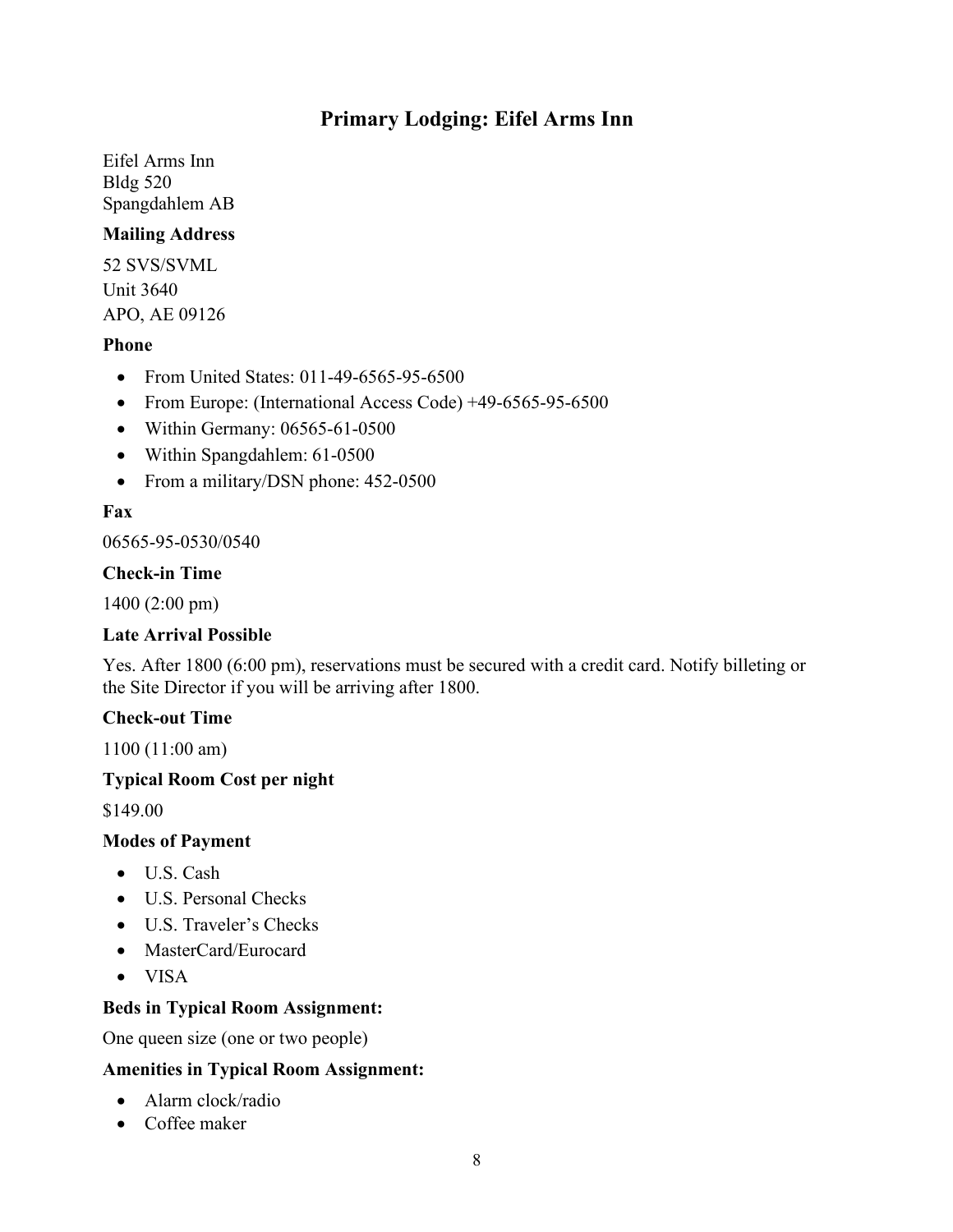## Primary Lodging: Eifel Arms Inn

Eifel Arms Inn
Bldg 520
Spangdahlem AB

**Mailing Address**

52 SVS/SVML
Unit 3640
APO, AE 09126

**Phone**

- From United States: 011-49-6565-95-6500
- From Europe: (International Access Code) +49-6565-95-6500
- Within Germany: 06565-61-0500
- Within Spangdahlem: 61-0500
- From a military/DSN phone: 452-0500

**Fax**

06565-95-0530/0540

**Check-in Time**

1400 (2:00 pm)

**Late Arrival Possible**

Yes. After 1800 (6:00 pm), reservations must be secured with a credit card. Notify billeting or the Site Director if you will be arriving after 1800.

**Check-out Time**

1100 (11:00 am)

**Typical Room Cost per night**

$149.00

**Modes of Payment**

- U.S. Cash
- U.S. Personal Checks
- U.S. Traveler's Checks
- MasterCard/Eurocard
- VISA

**Beds in Typical Room Assignment:**

One queen size (one or two people)

**Amenities in Typical Room Assignment:**

- Alarm clock/radio
- Coffee maker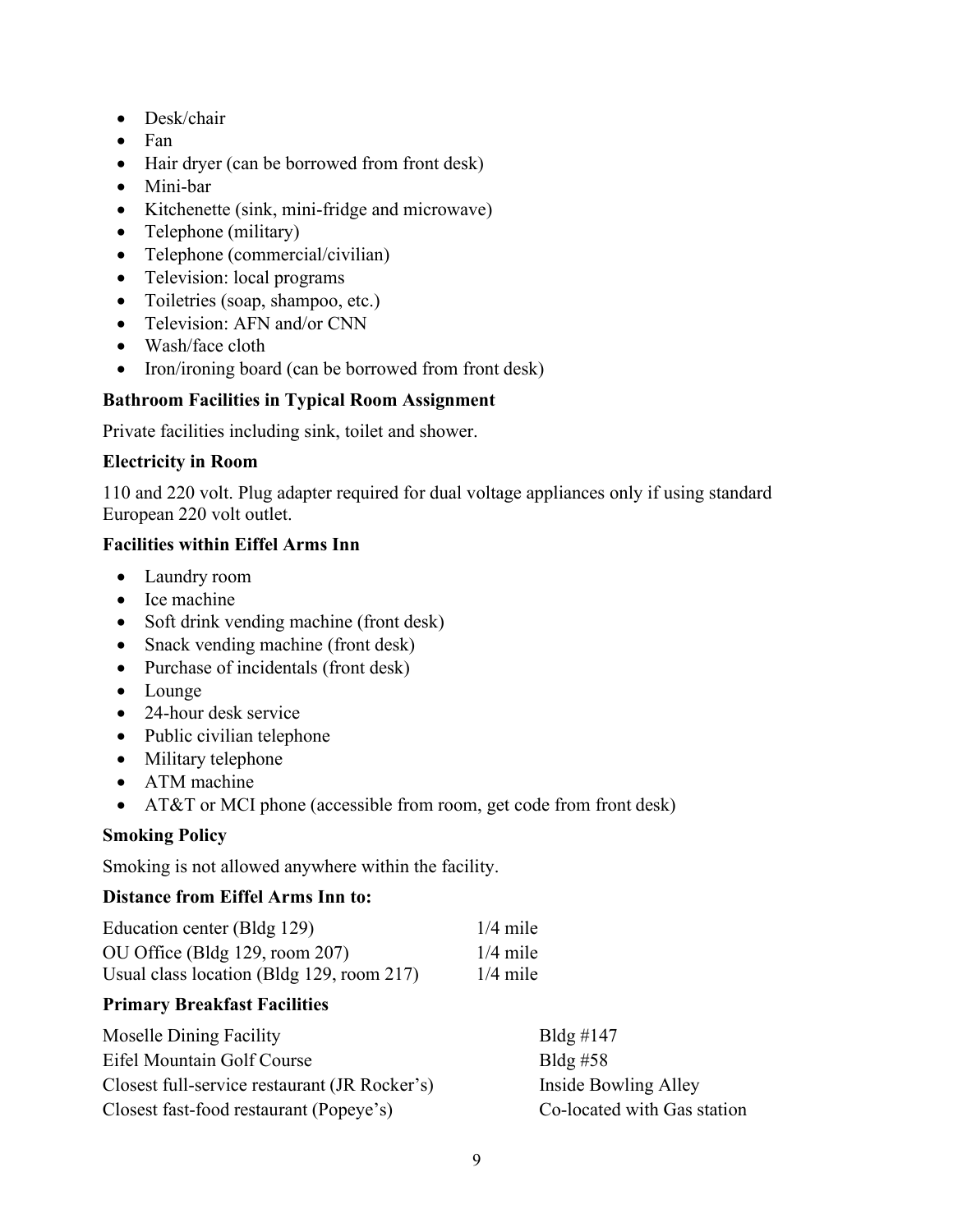- Desk/chair
- Fan
- Hair dryer (can be borrowed from front desk)
- Mini-bar
- Kitchenette (sink, mini-fridge and microwave)
- Telephone (military)
- Telephone (commercial/civilian)
- Television: local programs
- Toiletries (soap, shampoo, etc.)
- Television: AFN and/or CNN
- Wash/face cloth
- Iron/ironing board (can be borrowed from front desk)

**Bathroom Facilities in Typical Room Assignment**

Private facilities including sink, toilet and shower.

**Electricity in Room**

110 and 220 volt. Plug adapter required for dual voltage appliances only if using standard European 220 volt outlet.

**Facilities within Eiffel Arms Inn**

- Laundry room
- Ice machine
- Soft drink vending machine (front desk)
- Snack vending machine (front desk)
- Purchase of incidentals (front desk)
- Lounge
- 24-hour desk service
- Public civilian telephone
- Military telephone
- ATM machine
- AT&T or MCI phone (accessible from room, get code from front desk)

**Smoking Policy**

Smoking is not allowed anywhere within the facility.

**Distance from Eiffel Arms Inn to:**

| | |
|---|---|
| Education center (Bldg 129) | 1/4 mile |
| OU Office (Bldg 129, room 207) | 1/4 mile |
| Usual class location (Bldg 129, room 217) | 1/4 mile |

**Primary Breakfast Facilities**

| | |
|---|---|
| Moselle Dining Facility | Bldg #147 |
| Eifel Mountain Golf Course | Bldg #58 |
| Closest full-service restaurant (JR Rocker's) | Inside Bowling Alley |
| Closest fast-food restaurant (Popeye's) | Co-located with Gas station |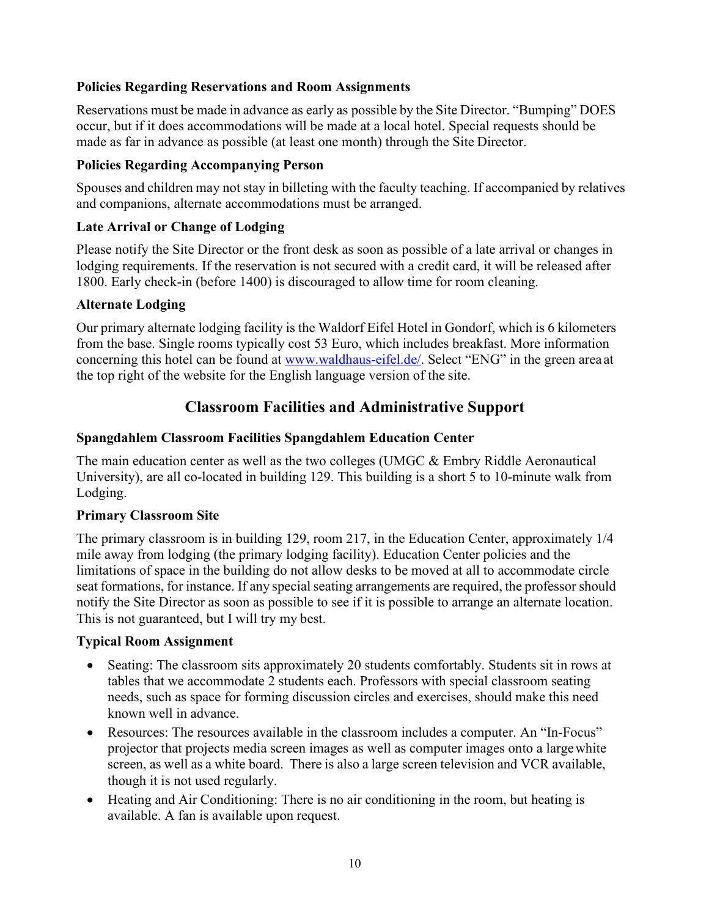**Policies Regarding Reservations and Room Assignments**

Reservations must be made in advance as early as possible by the Site Director. "Bumping" DOES occur, but if it does accommodations will be made at a local hotel. Special requests should be made as far in advance as possible (at least one month) through the Site Director.

**Policies Regarding Accompanying Person**

Spouses and children may not stay in billeting with the faculty teaching. If accompanied by relatives and companions, alternate accommodations must be arranged.

**Late Arrival or Change of Lodging**

Please notify the Site Director or the front desk as soon as possible of a late arrival or changes in lodging requirements. If the reservation is not secured with a credit card, it will be released after 1800. Early check-in (before 1400) is discouraged to allow time for room cleaning.

**Alternate Lodging**

Our primary alternate lodging facility is the Waldorf Eifel Hotel in Gondorf, which is 6 kilometers from the base. Single rooms typically cost 53 Euro, which includes breakfast. More information concerning this hotel can be found at [www.waldhaus-eifel.de/](www.waldhaus-eifel.de/). Select "ENG" in the green area at the top right of the website for the English language version of the site.

## Classroom Facilities and Administrative Support

**Spangdahlem Classroom Facilities Spangdahlem Education Center**

The main education center as well as the two colleges (UMGC & Embry Riddle Aeronautical University), are all co-located in building 129. This building is a short 5 to 10-minute walk from Lodging.

**Primary Classroom Site**

The primary classroom is in building 129, room 217, in the Education Center, approximately 1/4 mile away from lodging (the primary lodging facility). Education Center policies and the limitations of space in the building do not allow desks to be moved at all to accommodate circle seat formations, for instance. If any special seating arrangements are required, the professor should notify the Site Director as soon as possible to see if it is possible to arrange an alternate location. This is not guaranteed, but I will try my best.

**Typical Room Assignment**

- Seating: The classroom sits approximately 20 students comfortably. Students sit in rows at tables that we accommodate 2 students each. Professors with special classroom seating needs, such as space for forming discussion circles and exercises, should make this need known well in advance.
- Resources: The resources available in the classroom includes a computer. An "In-Focus" projector that projects media screen images as well as computer images onto a large white screen, as well as a white board. There is also a large screen television and VCR available, though it is not used regularly.
- Heating and Air Conditioning: There is no air conditioning in the room, but heating is available. A fan is available upon request.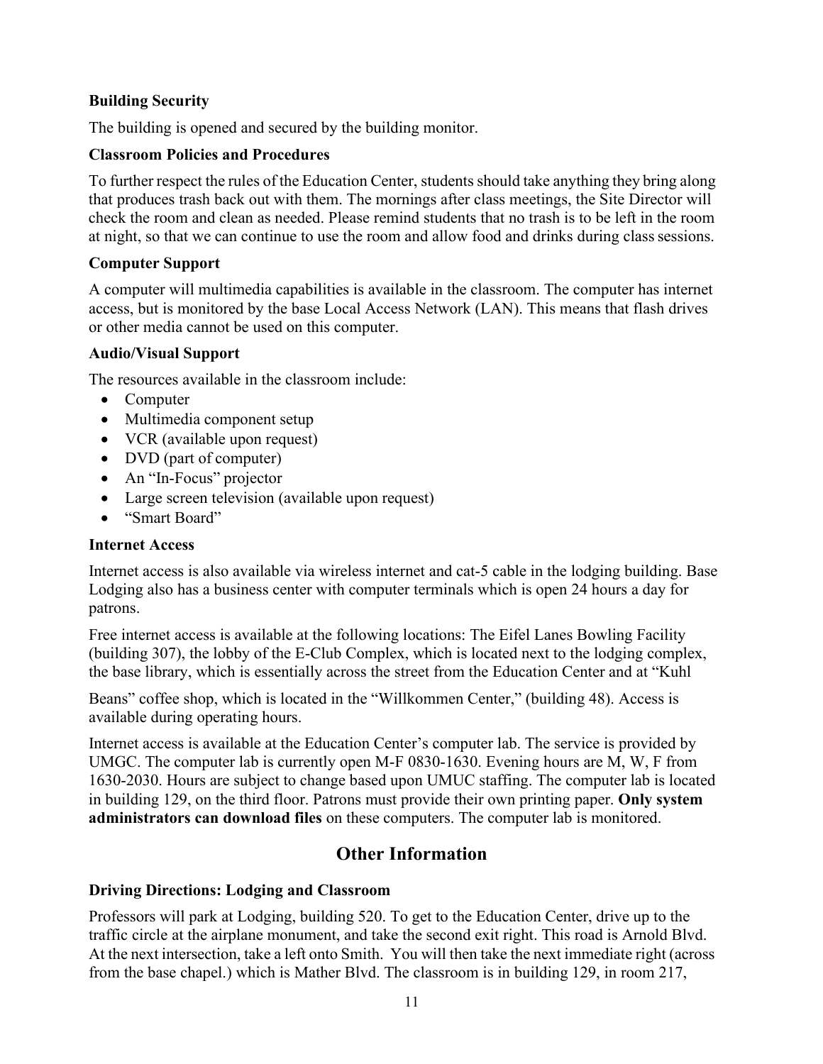**Building Security**

The building is opened and secured by the building monitor.

**Classroom Policies and Procedures**

To further respect the rules of the Education Center, students should take anything they bring along that produces trash back out with them. The mornings after class meetings, the Site Director will check the room and clean as needed. Please remind students that no trash is to be left in the room at night, so that we can continue to use the room and allow food and drinks during class sessions.

**Computer Support**

A computer will multimedia capabilities is available in the classroom. The computer has internet access, but is monitored by the base Local Access Network (LAN). This means that flash drives or other media cannot be used on this computer.

**Audio/Visual Support**

The resources available in the classroom include:

- Computer
- Multimedia component setup
- VCR (available upon request)
- DVD (part of computer)
- An "In-Focus" projector
- Large screen television (available upon request)
- "Smart Board"

**Internet Access**

Internet access is also available via wireless internet and cat-5 cable in the lodging building. Base Lodging also has a business center with computer terminals which is open 24 hours a day for patrons.

Free internet access is available at the following locations: The Eifel Lanes Bowling Facility (building 307), the lobby of the E-Club Complex, which is located next to the lodging complex, the base library, which is essentially across the street from the Education Center and at "Kuhl Beans" coffee shop, which is located in the "Willkommen Center," (building 48). Access is available during operating hours.

Internet access is available at the Education Center's computer lab. The service is provided by UMGC. The computer lab is currently open M-F 0830-1630. Evening hours are M, W, F from 1630-2030. Hours are subject to change based upon UMUC staffing. The computer lab is located in building 129, on the third floor. Patrons must provide their own printing paper. **Only system administrators can download files** on these computers. The computer lab is monitored.

## Other Information

**Driving Directions: Lodging and Classroom**

Professors will park at Lodging, building 520. To get to the Education Center, drive up to the traffic circle at the airplane monument, and take the second exit right. This road is Arnold Blvd. At the next intersection, take a left onto Smith. You will then take the next immediate right (across from the base chapel.) which is Mather Blvd. The classroom is in building 129, in room 217,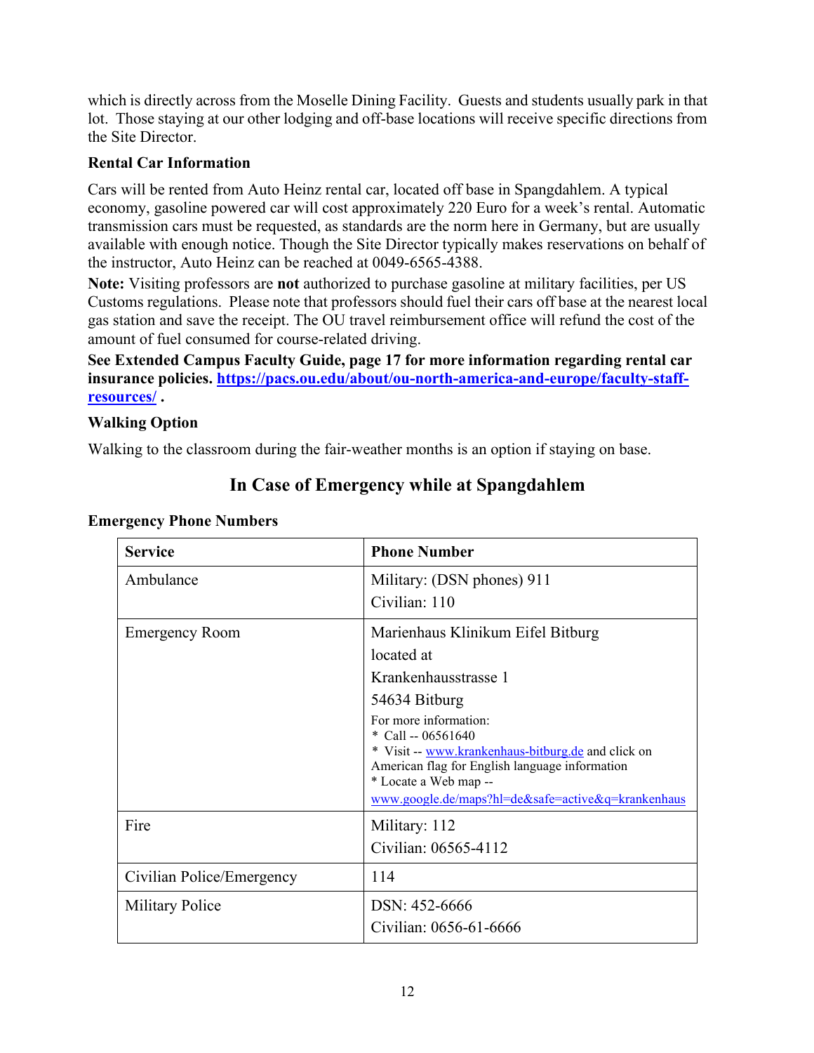which is directly across from the Moselle Dining Facility. Guests and students usually park in that lot. Those staying at our other lodging and off-base locations will receive specific directions from the Site Director.

**Rental Car Information**

Cars will be rented from Auto Heinz rental car, located off base in Spangdahlem. A typical economy, gasoline powered car will cost approximately 220 Euro for a week's rental. Automatic transmission cars must be requested, as standards are the norm here in Germany, but are usually available with enough notice. Though the Site Director typically makes reservations on behalf of the instructor, Auto Heinz can be reached at 0049-6565-4388.

**Note:** Visiting professors are **not** authorized to purchase gasoline at military facilities, per US Customs regulations. Please note that professors should fuel their cars off base at the nearest local gas station and save the receipt. The OU travel reimbursement office will refund the cost of the amount of fuel consumed for course-related driving.

**See Extended Campus Faculty Guide, page 17 for more information regarding rental car insurance policies. [https://pacs.ou.edu/about/ou-north-america-and-europe/faculty-staff-resources/](https://pacs.ou.edu/about/ou-north-america-and-europe/faculty-staff-resources/) .**

**Walking Option**

Walking to the classroom during the fair-weather months is an option if staying on base.

## In Case of Emergency while at Spangdahlem

**Emergency Phone Numbers**

| Service | Phone Number |
|---|---|
| Ambulance | Military: (DSN phones) 911<br>Civilian: 110 |
| Emergency Room | Marienhaus Klinikum Eifel Bitburg<br>located at<br>Krankenhausstrasse 1<br>54634 Bitburg<br>For more information:<br>* Call -- 06561640<br>* Visit -- www.krankenhaus-bitburg.de and click on American flag for English language information<br>* Locate a Web map --<br>www.google.de/maps?hl=de&safe=active&q=krankenhaus |
| Fire | Military: 112<br>Civilian: 06565-4112 |
| Civilian Police/Emergency | 114 |
| Military Police | DSN: 452-6666<br>Civilian: 0656-61-6666 |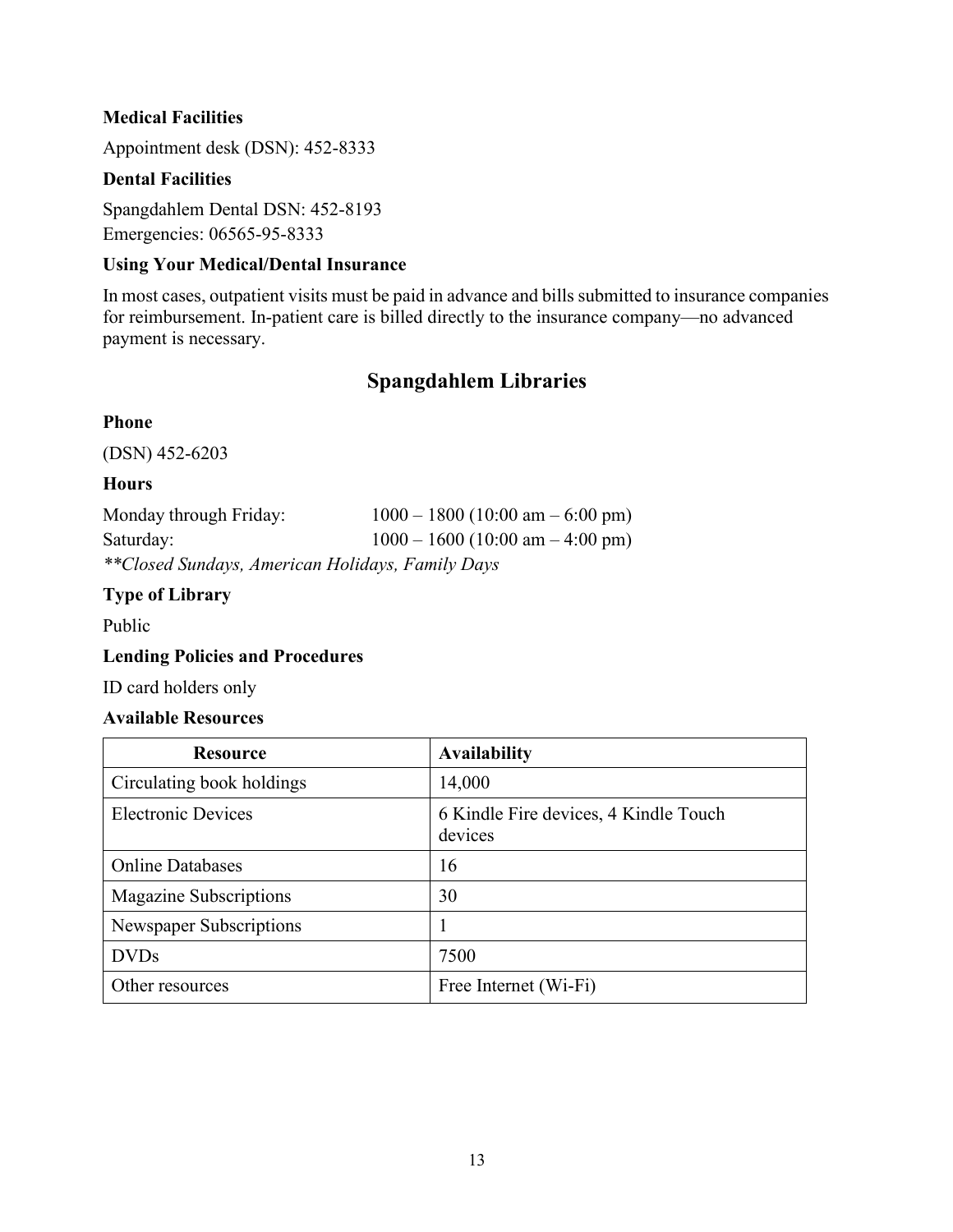**Medical Facilities**

Appointment desk (DSN): 452-8333

**Dental Facilities**

Spangdahlem Dental DSN: 452-8193
Emergencies: 06565-95-8333

**Using Your Medical/Dental Insurance**

In most cases, outpatient visits must be paid in advance and bills submitted to insurance companies for reimbursement. In-patient care is billed directly to the insurance company—no advanced payment is necessary.

## Spangdahlem Libraries

**Phone**

(DSN) 452-6203

**Hours**

Monday through Friday: 1000 – 1800 (10:00 am – 6:00 pm)
Saturday: 1000 – 1600 (10:00 am – 4:00 pm)
*\*\*Closed Sundays, American Holidays, Family Days*

**Type of Library**

Public

**Lending Policies and Procedures**

ID card holders only

**Available Resources**

| Resource | Availability |
|---|---|
| Circulating book holdings | 14,000 |
| Electronic Devices | 6 Kindle Fire devices, 4 Kindle Touch devices |
| Online Databases | 16 |
| Magazine Subscriptions | 30 |
| Newspaper Subscriptions | 1 |
| DVDs | 7500 |
| Other resources | Free Internet (Wi-Fi) |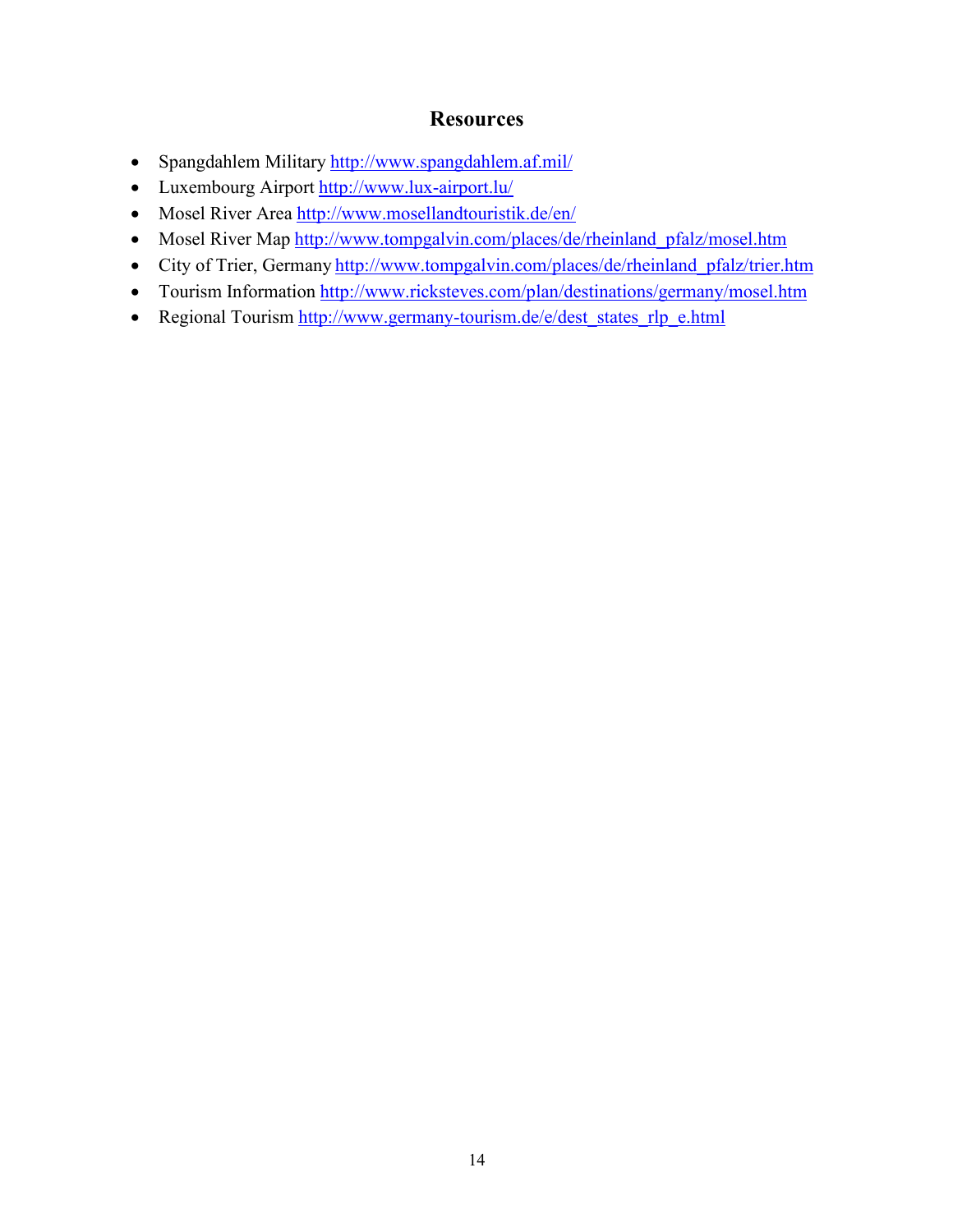## Resources

- Spangdahlem Military http://www.spangdahlem.af.mil/
- Luxembourg Airport http://www.lux-airport.lu/
- Mosel River Area http://www.mosellandtouristik.de/en/
- Mosel River Map http://www.tompgalvin.com/places/de/rheinland_pfalz/mosel.htm
- City of Trier, Germany http://www.tompgalvin.com/places/de/rheinland_pfalz/trier.htm
- Tourism Information http://www.ricksteves.com/plan/destinations/germany/mosel.htm
- Regional Tourism http://www.germany-tourism.de/e/dest_states_rlp_e.html